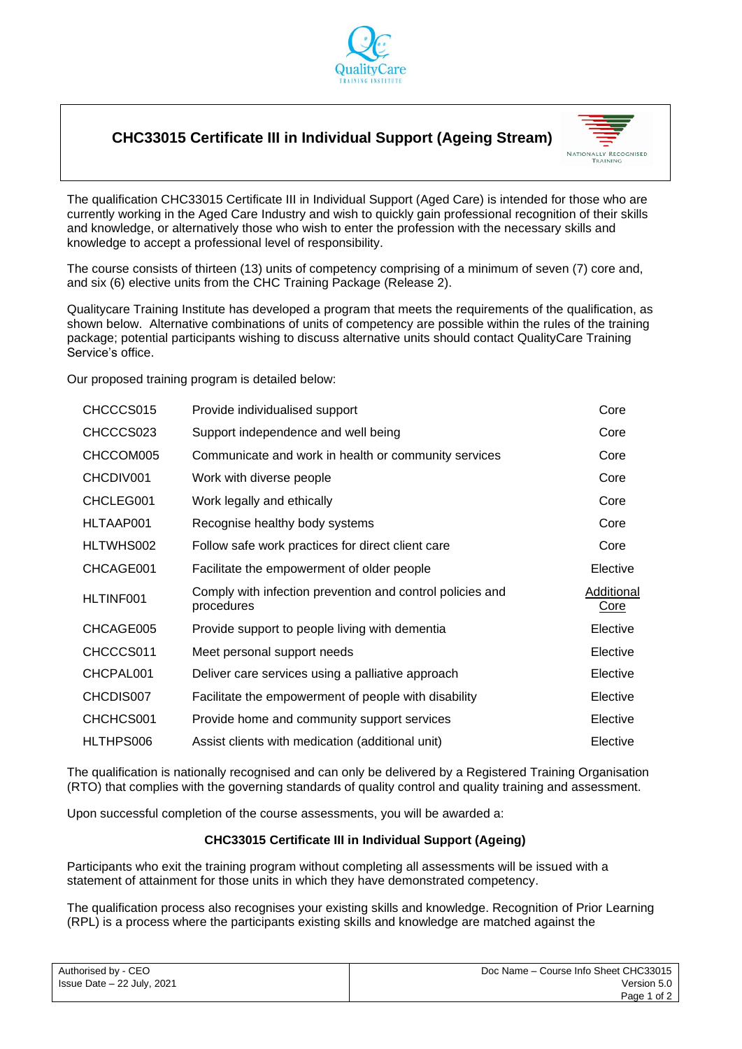# CHC33015 Certificate III in Individual Support (Ageing Stream)

The qualification CHC33015 Certificate III in Individual Support (Aged Care) is intended for those who are currently working in the Aged Care Industry and wish to quickly gain professional recognition of their skills and knowledge, or alternatively those who wish to enter the profession with the necessary skills and knowledge to accept a professional level of responsibility.

The course consists of thirteen (13) units of competency comprising of a minimum of seven (7) core and, and six (6) elective units from the CHC Training Package (Release 2).

Qualitycare Training Institute has developed a program that meets the requirements of the qualification, as shown below. Alternative combinations of units of competency are possible within the rules of the training package; potential participants wishing to discuss alternative units should contact QualityCare Training Service's office.

Our proposed training program is detailed below:

| Code | Unit | Type |
|---|---|---|
| CHCCCS015 | Provide individualised support | Core |
| CHCCCS023 | Support independence and well being | Core |
| CHCCOM005 | Communicate and work in health or community services | Core |
| CHCDIV001 | Work with diverse people | Core |
| CHCLEG001 | Work legally and ethically | Core |
| HLTAAP001 | Recognise healthy body systems | Core |
| HLTWHS002 | Follow safe work practices for direct client care | Core |
| CHCAGE001 | Facilitate the empowerment of older people | Elective |
| HLTINF001 | Comply with infection prevention and control policies and procedures | Additional Core |
| CHCAGE005 | Provide support to people living with dementia | Elective |
| CHCCCS011 | Meet personal support needs | Elective |
| CHCPAL001 | Deliver care services using a palliative approach | Elective |
| CHCDIS007 | Facilitate the empowerment of people with disability | Elective |
| CHCHCS001 | Provide home and community support services | Elective |
| HLTHPS006 | Assist clients with medication (additional unit) | Elective |

The qualification is nationally recognised and can only be delivered by a Registered Training Organisation (RTO) that complies with the governing standards of quality control and quality training and assessment.

Upon successful completion of the course assessments, you will be awarded a:

**CHC33015 Certificate III in Individual Support (Ageing)**

Participants who exit the training program without completing all assessments will be issued with a statement of attainment for those units in which they have demonstrated competency.

The qualification process also recognises your existing skills and knowledge. Recognition of Prior Learning (RPL) is a process where the participants existing skills and knowledge are matched against the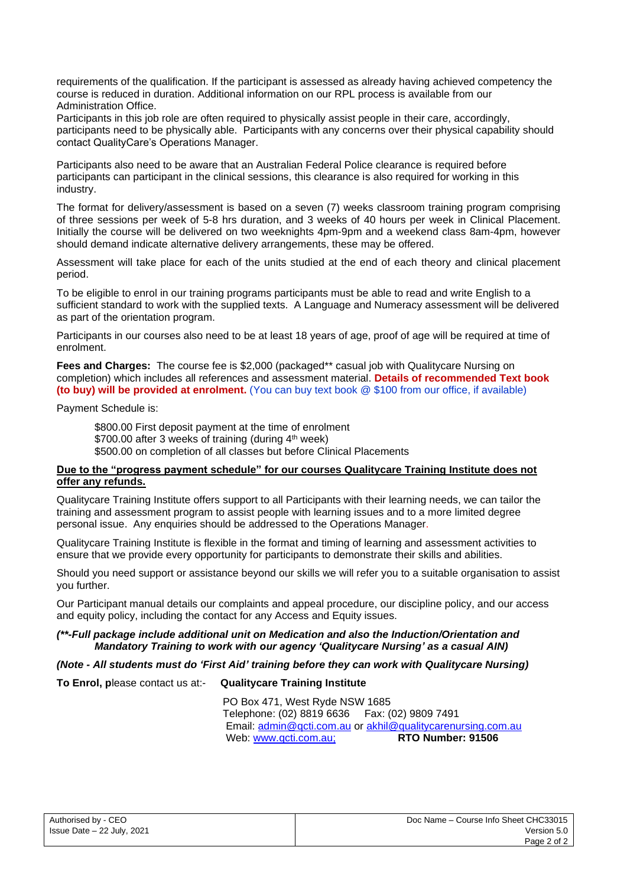requirements of the qualification. If the participant is assessed as already having achieved competency the course is reduced in duration. Additional information on our RPL process is available from our Administration Office.

Participants in this job role are often required to physically assist people in their care, accordingly, participants need to be physically able. Participants with any concerns over their physical capability should contact QualityCare's Operations Manager.

Participants also need to be aware that an Australian Federal Police clearance is required before participants can participant in the clinical sessions, this clearance is also required for working in this industry.

The format for delivery/assessment is based on a seven (7) weeks classroom training program comprising of three sessions per week of 5-8 hrs duration, and 3 weeks of 40 hours per week in Clinical Placement. Initially the course will be delivered on two weeknights 4pm-9pm and a weekend class 8am-4pm, however should demand indicate alternative delivery arrangements, these may be offered.

Assessment will take place for each of the units studied at the end of each theory and clinical placement period.

To be eligible to enrol in our training programs participants must be able to read and write English to a sufficient standard to work with the supplied texts. A Language and Numeracy assessment will be delivered as part of the orientation program.

Participants in our courses also need to be at least 18 years of age, proof of age will be required at time of enrolment.

**Fees and Charges:** The course fee is $2,000 (packaged** casual job with Qualitycare Nursing on completion) which includes all references and assessment material. **Details of recommended Text book (to buy) will be provided at enrolment.** (You can buy text book @ $100 from our office, if available)

Payment Schedule is:

$800.00 First deposit payment at the time of enrolment
$700.00 after 3 weeks of training (during 4th week)
$500.00 on completion of all classes but before Clinical Placements

**Due to the "progress payment schedule" for our courses Qualitycare Training Institute does not offer any refunds.**

Qualitycare Training Institute offers support to all Participants with their learning needs, we can tailor the training and assessment program to assist people with learning issues and to a more limited degree personal issue. Any enquiries should be addressed to the Operations Manager.

Qualitycare Training Institute is flexible in the format and timing of learning and assessment activities to ensure that we provide every opportunity for participants to demonstrate their skills and abilities.

Should you need support or assistance beyond our skills we will refer you to a suitable organisation to assist you further.

Our Participant manual details our complaints and appeal procedure, our discipline policy, and our access and equity policy, including the contact for any Access and Equity issues.

***(**-Full package include additional unit on Medication and also the Induction/Orientation and Mandatory Training to work with our agency 'Qualitycare Nursing' as a casual AIN)***

***(Note - All students must do 'First Aid' training before they can work with Qualitycare Nursing)***

**To Enrol, p**lease contact us at:- **Qualitycare Training Institute**

PO Box 471, West Ryde NSW 1685
Telephone: (02) 8819 6636 Fax: (02) 9809 7491
Email: admin@qcti.com.au or akhil@qualitycarenursing.com.au
Web: www.qcti.com.au; **RTO Number: 91506**

| | |
|---|---|
| Authorised by - CEO<br>Issue Date – 22 July, 2021 | Doc Name – Course Info Sheet CHC33015<br>Version 5.0 |